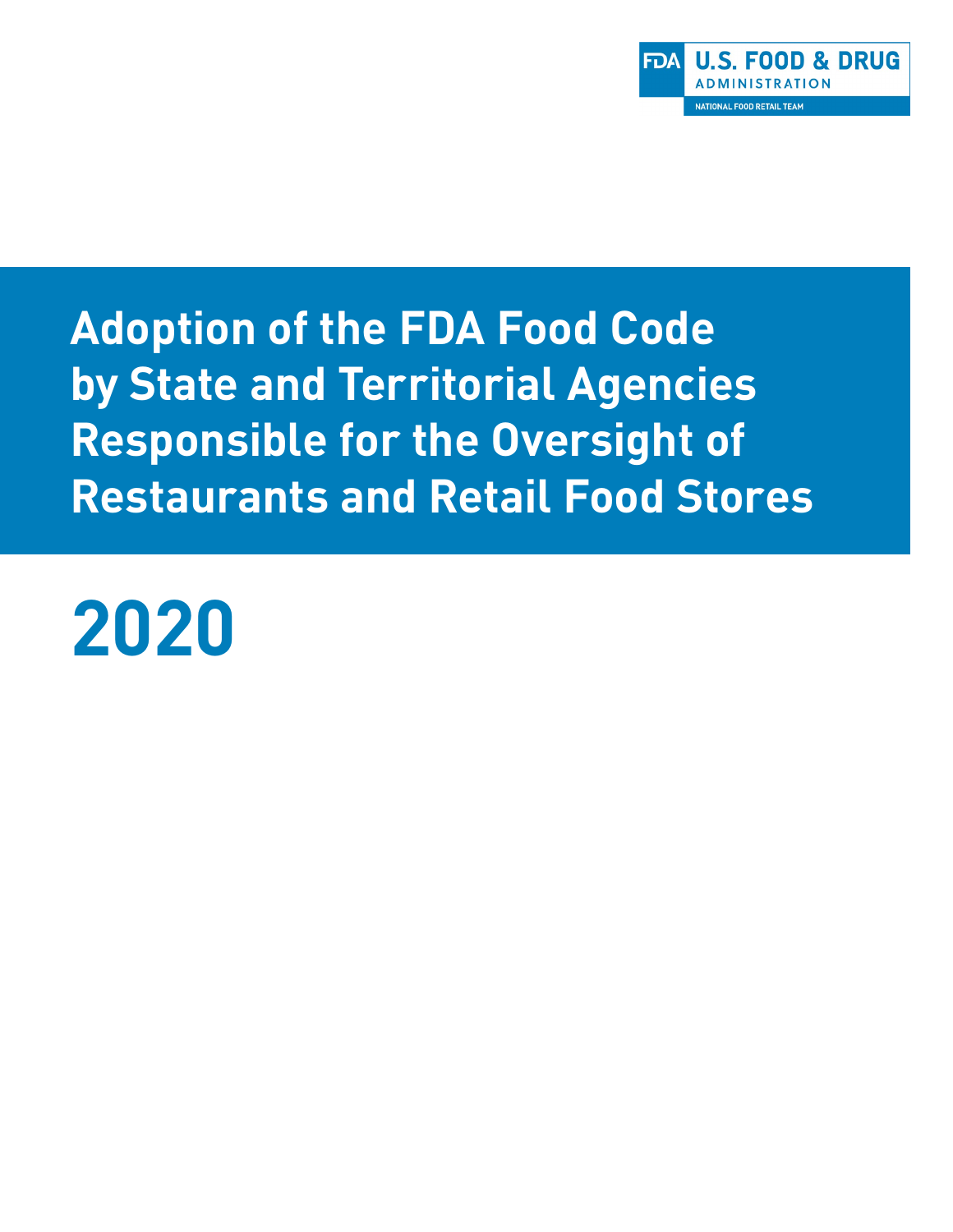FDA U.S. FOOD & DRUG ADMINISTRATION

NATIONAL FOOD RETAIL TEAM

# Adoption of the FDA Food Code by State and Territorial Agencies Responsible for the Oversight of Restaurants and Retail Food Stores

# 2020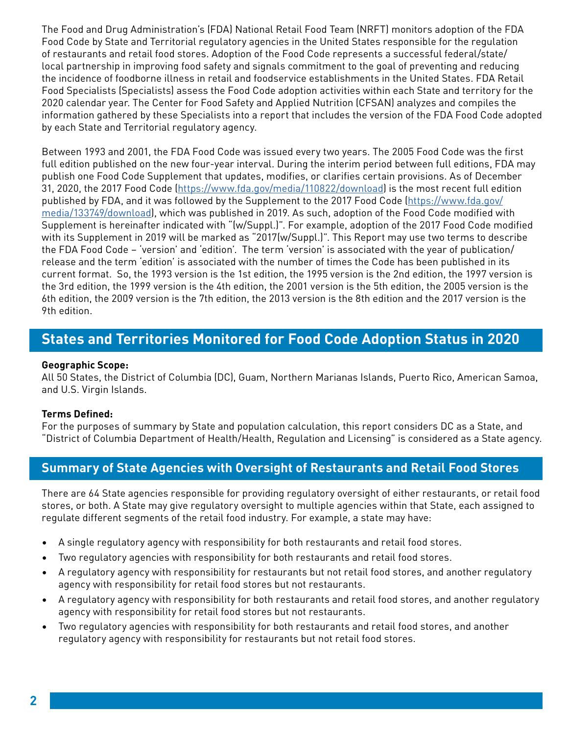The Food and Drug Administration's (FDA) National Retail Food Team (NRFT) monitors adoption of the FDA Food Code by State and Territorial regulatory agencies in the United States responsible for the regulation of restaurants and retail food stores. Adoption of the Food Code represents a successful federal/state/local partnership in improving food safety and signals commitment to the goal of preventing and reducing the incidence of foodborne illness in retail and foodservice establishments in the United States. FDA Retail Food Specialists (Specialists) assess the Food Code adoption activities within each State and territory for the 2020 calendar year. The Center for Food Safety and Applied Nutrition (CFSAN) analyzes and compiles the information gathered by these Specialists into a report that includes the version of the FDA Food Code adopted by each State and Territorial regulatory agency.

Between 1993 and 2001, the FDA Food Code was issued every two years. The 2005 Food Code was the first full edition published on the new four-year interval. During the interim period between full editions, FDA may publish one Food Code Supplement that updates, modifies, or clarifies certain provisions. As of December 31, 2020, the 2017 Food Code (https://www.fda.gov/media/110822/download) is the most recent full edition published by FDA, and it was followed by the Supplement to the 2017 Food Code (https://www.fda.gov/media/133749/download), which was published in 2019. As such, adoption of the Food Code modified with Supplement is hereinafter indicated with "(w/Suppl.)". For example, adoption of the 2017 Food Code modified with its Supplement in 2019 will be marked as "2017(w/Suppl.)". This Report may use two terms to describe the FDA Food Code – 'version' and 'edition'. The term 'version' is associated with the year of publication/release and the term 'edition' is associated with the number of times the Code has been published in its current format. So, the 1993 version is the 1st edition, the 1995 version is the 2nd edition, the 1997 version is the 3rd edition, the 1999 version is the 4th edition, the 2001 version is the 5th edition, the 2005 version is the 6th edition, the 2009 version is the 7th edition, the 2013 version is the 8th edition and the 2017 version is the 9th edition.

## States and Territories Monitored for Food Code Adoption Status in 2020

**Geographic Scope:**
All 50 States, the District of Columbia (DC), Guam, Northern Marianas Islands, Puerto Rico, American Samoa, and U.S. Virgin Islands.

**Terms Defined:**
For the purposes of summary by State and population calculation, this report considers DC as a State, and "District of Columbia Department of Health/Health, Regulation and Licensing" is considered as a State agency.

## Summary of State Agencies with Oversight of Restaurants and Retail Food Stores

There are 64 State agencies responsible for providing regulatory oversight of either restaurants, or retail food stores, or both. A State may give regulatory oversight to multiple agencies within that State, each assigned to regulate different segments of the retail food industry. For example, a state may have:

- A single regulatory agency with responsibility for both restaurants and retail food stores.
- Two regulatory agencies with responsibility for both restaurants and retail food stores.
- A regulatory agency with responsibility for restaurants but not retail food stores, and another regulatory agency with responsibility for retail food stores but not restaurants.
- A regulatory agency with responsibility for both restaurants and retail food stores, and another regulatory agency with responsibility for retail food stores but not restaurants.
- Two regulatory agencies with responsibility for both restaurants and retail food stores, and another regulatory agency with responsibility for restaurants but not retail food stores.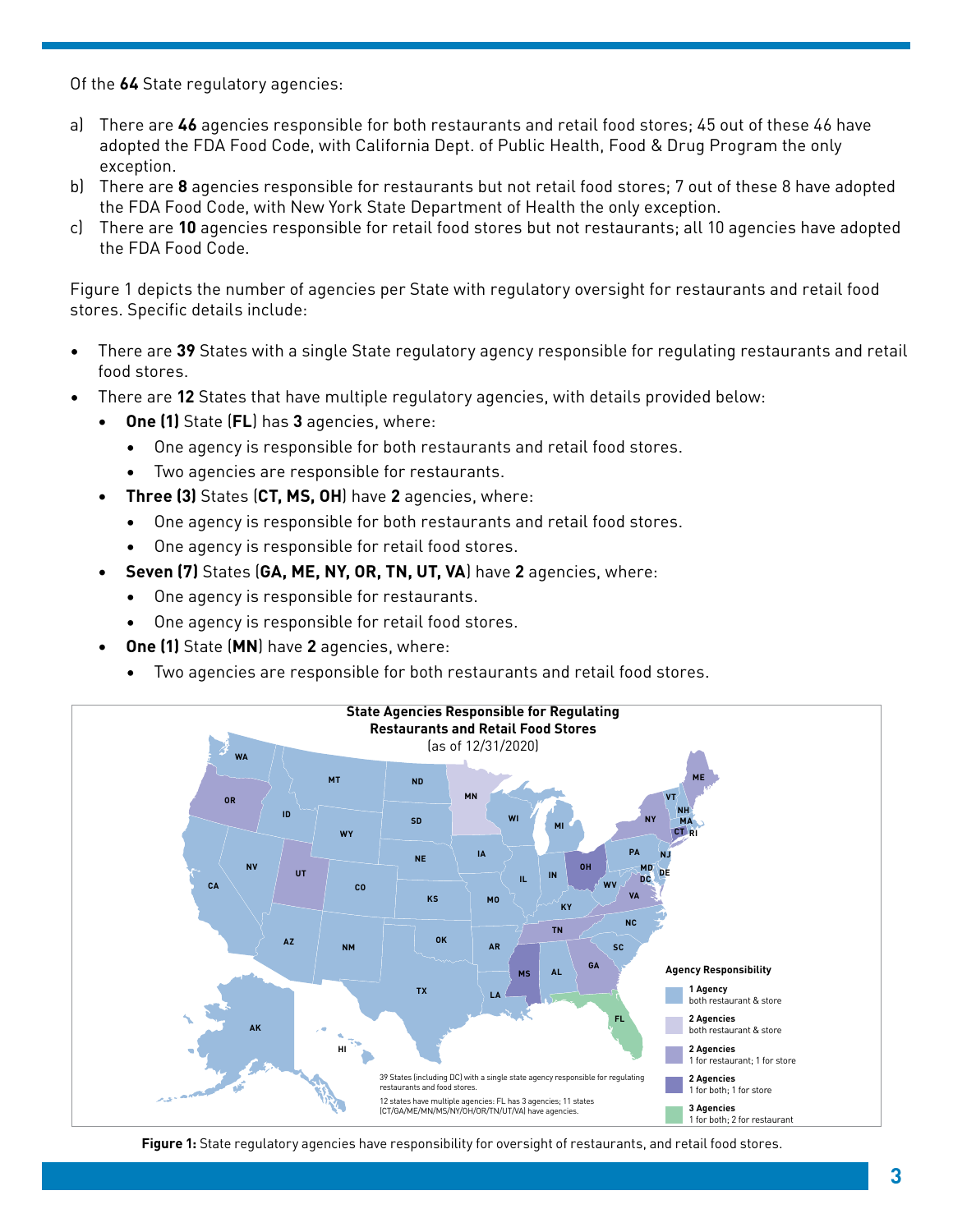Of the **64** State regulatory agencies:

a) There are **46** agencies responsible for both restaurants and retail food stores; 45 out of these 46 have adopted the FDA Food Code, with California Dept. of Public Health, Food & Drug Program the only exception.
b) There are **8** agencies responsible for restaurants but not retail food stores; 7 out of these 8 have adopted the FDA Food Code, with New York State Department of Health the only exception.
c) There are **10** agencies responsible for retail food stores but not restaurants; all 10 agencies have adopted the FDA Food Code.

Figure 1 depicts the number of agencies per State with regulatory oversight for restaurants and retail food stores. Specific details include:

- There are **39** States with a single State regulatory agency responsible for regulating restaurants and retail food stores.
- There are **12** States that have multiple regulatory agencies, with details provided below:
  - **One (1)** State (**FL**) has **3** agencies, where:
    - One agency is responsible for both restaurants and retail food stores.
    - Two agencies are responsible for restaurants.
  - **Three (3)** States (**CT, MS, OH**) have **2** agencies, where:
    - One agency is responsible for both restaurants and retail food stores.
    - One agency is responsible for retail food stores.
  - **Seven (7)** States (**GA, ME, NY, OR, TN, UT, VA**) have **2** agencies, where:
    - One agency is responsible for restaurants.
    - One agency is responsible for retail food stores.
  - **One (1)** State (**MN**) have **2** agencies, where:
    - Two agencies are responsible for both restaurants and retail food stores.

**State Agencies Responsible for Regulating Restaurants and Retail Food Stores**
(as of 12/31/2020)

Agency Responsibility:
- **1 Agency** – both restaurant & store
- **2 Agencies** – both restaurant & store
- **2 Agencies** – 1 for restaurant; 1 for store
- **2 Agencies** – 1 for both; 1 for store
- **3 Agencies** – 1 for both; 2 for restaurant

39 States (including DC) with a single state agency responsible for regulating restaurants and food stores.

12 states have multiple agencies: FL has 3 agencies; 11 states (CT/GA/ME/MN/MS/NY/OH/OR/TN/UT/VA) have agencies.

**Figure 1:** State regulatory agencies have responsibility for oversight of restaurants, and retail food stores.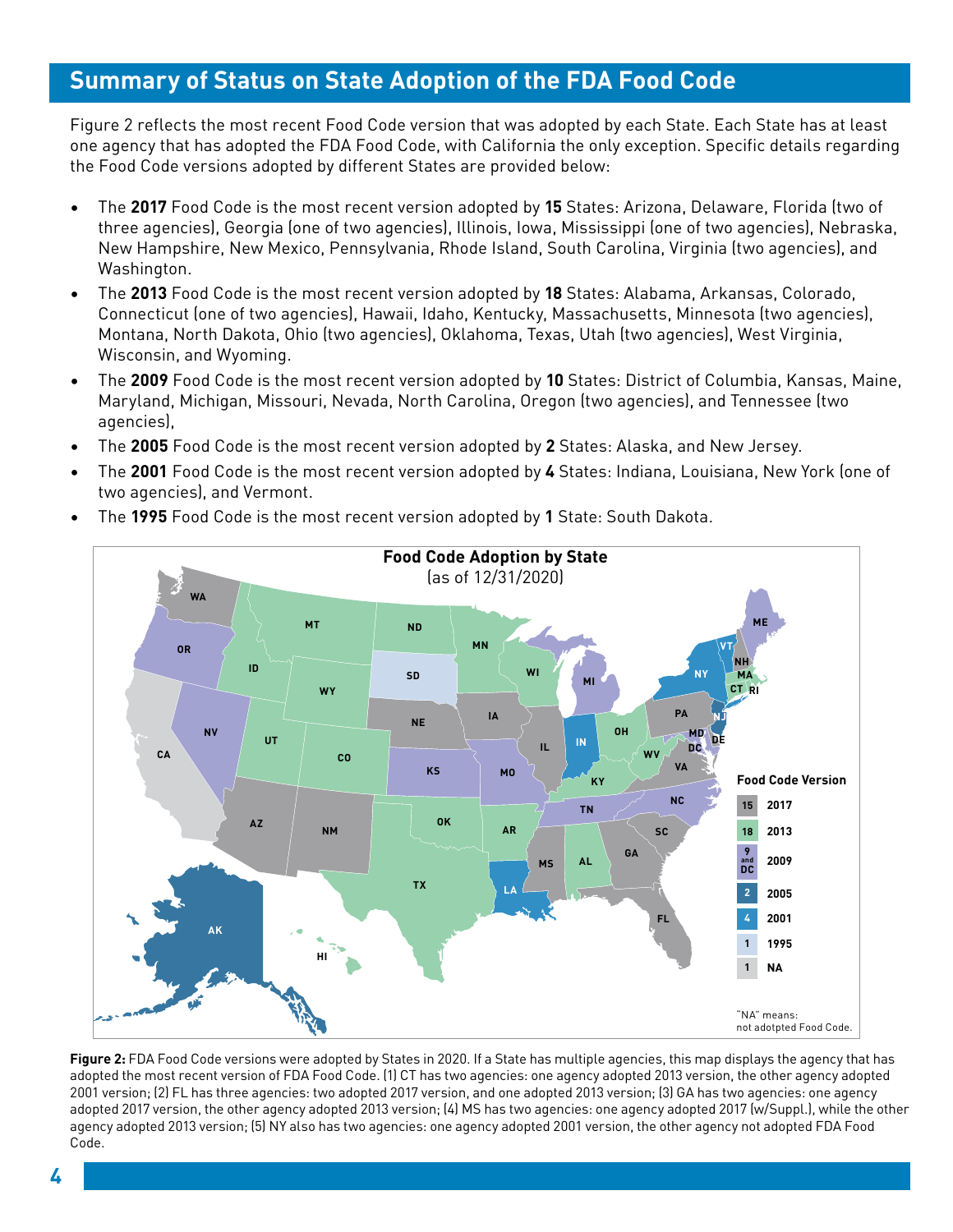## Summary of Status on State Adoption of the FDA Food Code

Figure 2 reflects the most recent Food Code version that was adopted by each State. Each State has at least one agency that has adopted the FDA Food Code, with California the only exception. Specific details regarding the Food Code versions adopted by different States are provided below:

- The **2017** Food Code is the most recent version adopted by **15** States: Arizona, Delaware, Florida (two of three agencies), Georgia (one of two agencies), Illinois, Iowa, Mississippi (one of two agencies), Nebraska, New Hampshire, New Mexico, Pennsylvania, Rhode Island, South Carolina, Virginia (two agencies), and Washington.
- The **2013** Food Code is the most recent version adopted by **18** States: Alabama, Arkansas, Colorado, Connecticut (one of two agencies), Hawaii, Idaho, Kentucky, Massachusetts, Minnesota (two agencies), Montana, North Dakota, Ohio (two agencies), Oklahoma, Texas, Utah (two agencies), West Virginia, Wisconsin, and Wyoming.
- The **2009** Food Code is the most recent version adopted by **10** States: District of Columbia, Kansas, Maine, Maryland, Michigan, Missouri, Nevada, North Carolina, Oregon (two agencies), and Tennessee (two agencies),
- The **2005** Food Code is the most recent version adopted by **2** States: Alaska, and New Jersey.
- The **2001** Food Code is the most recent version adopted by **4** States: Indiana, Louisiana, New York (one of two agencies), and Vermont.
- The **1995** Food Code is the most recent version adopted by **1** State: South Dakota.

**Food Code Adoption by State**
(as of 12/31/2020)

| Count | Food Code Version |
| --- | --- |
| 15 | 2017 |
| 18 | 2013 |
| 9 and DC | 2009 |
| 2 | 2005 |
| 4 | 2001 |
| 1 | 1995 |
| 1 | NA |

"NA" means: not adotpted Food Code.

**Figure 2:** FDA Food Code versions were adopted by States in 2020. If a State has multiple agencies, this map displays the agency that has adopted the most recent version of FDA Food Code. (1) CT has two agencies: one agency adopted 2013 version, the other agency adopted 2001 version; (2) FL has three agencies: two adopted 2017 version, and one adopted 2013 version; (3) GA has two agencies: one agency adopted 2017 version, the other agency adopted 2013 version; (4) MS has two agencies: one agency adopted 2017 (w/Suppl.), while the other agency adopted 2013 version; (5) NY also has two agencies: one agency adopted 2001 version, the other agency not adopted FDA Food Code.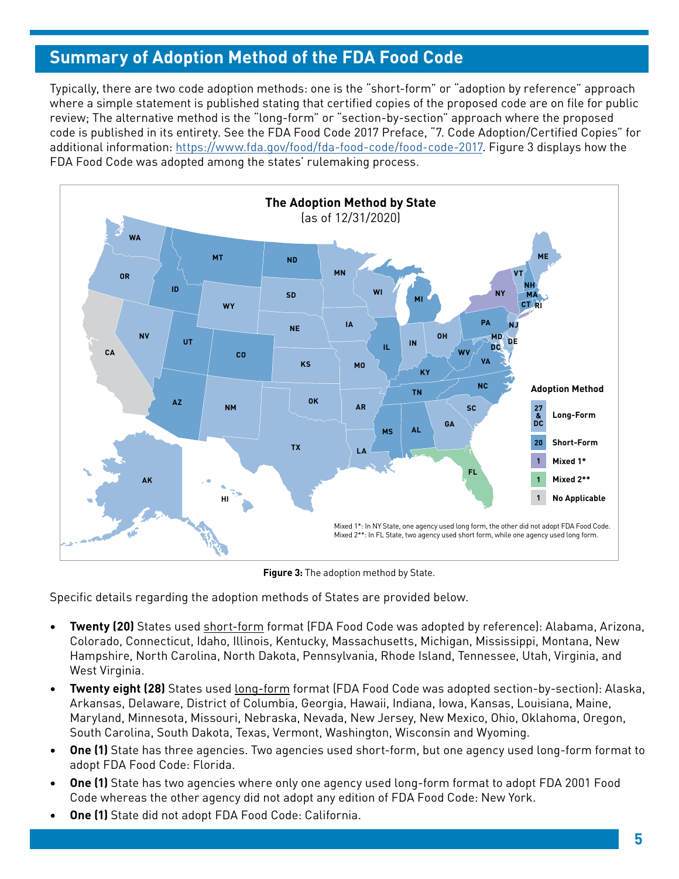## Summary of Adoption Method of the FDA Food Code

Typically, there are two code adoption methods: one is the "short-form" or "adoption by reference" approach where a simple statement is published stating that certified copies of the proposed code are on file for public review; The alternative method is the "long-form" or "section-by-section" approach where the proposed code is published in its entirety. See the FDA Food Code 2017 Preface, "7. Code Adoption/Certified Copies" for additional information: https://www.fda.gov/food/fda-food-code/food-code-2017. Figure 3 displays how the FDA Food Code was adopted among the states' rulemaking process.

**Figure 3:** The adoption method by State.

Specific details regarding the adoption methods of States are provided below.

- **Twenty (20)** States used short-form format (FDA Food Code was adopted by reference): Alabama, Arizona, Colorado, Connecticut, Idaho, Illinois, Kentucky, Massachusetts, Michigan, Mississippi, Montana, New Hampshire, North Carolina, North Dakota, Pennsylvania, Rhode Island, Tennessee, Utah, Virginia, and West Virginia.
- **Twenty eight (28)** States used long-form format (FDA Food Code was adopted section-by-section): Alaska, Arkansas, Delaware, District of Columbia, Georgia, Hawaii, Indiana, Iowa, Kansas, Louisiana, Maine, Maryland, Minnesota, Missouri, Nebraska, Nevada, New Jersey, New Mexico, Ohio, Oklahoma, Oregon, South Carolina, South Dakota, Texas, Vermont, Washington, Wisconsin and Wyoming.
- **One (1)** State has three agencies. Two agencies used short-form, but one agency used long-form format to adopt FDA Food Code: Florida.
- **One (1)** State has two agencies where only one agency used long-form format to adopt FDA 2001 Food Code whereas the other agency did not adopt any edition of FDA Food Code: New York.
- **One (1)** State did not adopt FDA Food Code: California.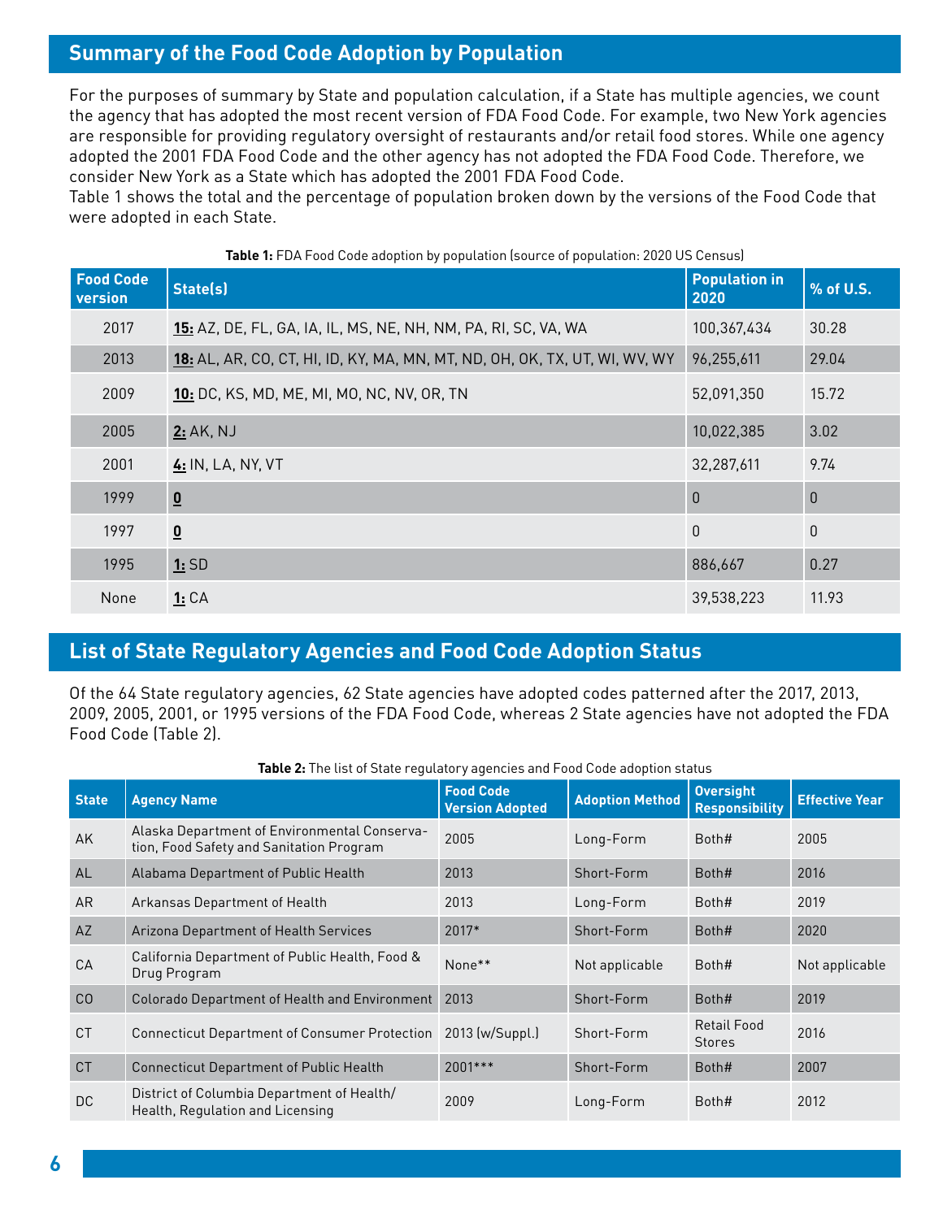## Summary of the Food Code Adoption by Population

For the purposes of summary by State and population calculation, if a State has multiple agencies, we count the agency that has adopted the most recent version of FDA Food Code. For example, two New York agencies are responsible for providing regulatory oversight of restaurants and/or retail food stores. While one agency adopted the 2001 FDA Food Code and the other agency has not adopted the FDA Food Code. Therefore, we consider New York as a State which has adopted the 2001 FDA Food Code.
Table 1 shows the total and the percentage of population broken down by the versions of the Food Code that were adopted in each State.

**Table 1:** FDA Food Code adoption by population (source of population: 2020 US Census)

| Food Code version | State(s) | Population in 2020 | % of U.S. |
|---|---|---|---|
| 2017 | **15:** AZ, DE, FL, GA, IA, IL, MS, NE, NH, NM, PA, RI, SC, VA, WA | 100,367,434 | 30.28 |
| 2013 | **18:** AL, AR, CO, CT, HI, ID, KY, MA, MN, MT, ND, OH, OK, TX, UT, WI, WV, WY | 96,255,611 | 29.04 |
| 2009 | **10:** DC, KS, MD, ME, MI, MO, NC, NV, OR, TN | 52,091,350 | 15.72 |
| 2005 | **2:** AK, NJ | 10,022,385 | 3.02 |
| 2001 | **4:** IN, LA, NY, VT | 32,287,611 | 9.74 |
| 1999 | **0** | 0 | 0 |
| 1997 | **0** | 0 | 0 |
| 1995 | **1:** SD | 886,667 | 0.27 |
| None | **1:** CA | 39,538,223 | 11.93 |

## List of State Regulatory Agencies and Food Code Adoption Status

Of the 64 State regulatory agencies, 62 State agencies have adopted codes patterned after the 2017, 2013, 2009, 2005, 2001, or 1995 versions of the FDA Food Code, whereas 2 State agencies have not adopted the FDA Food Code (Table 2).

**Table 2:** The list of State regulatory agencies and Food Code adoption status

| State | Agency Name | Food Code Version Adopted | Adoption Method | Oversight Responsibility | Effective Year |
|---|---|---|---|---|---|
| AK | Alaska Department of Environmental Conservation, Food Safety and Sanitation Program | 2005 | Long-Form | Both# | 2005 |
| AL | Alabama Department of Public Health | 2013 | Short-Form | Both# | 2016 |
| AR | Arkansas Department of Health | 2013 | Long-Form | Both# | 2019 |
| AZ | Arizona Department of Health Services | 2017* | Short-Form | Both# | 2020 |
| CA | California Department of Public Health, Food & Drug Program | None** | Not applicable | Both# | Not applicable |
| CO | Colorado Department of Health and Environment | 2013 | Short-Form | Both# | 2019 |
| CT | Connecticut Department of Consumer Protection | 2013 (w/Suppl.) | Short-Form | Retail Food Stores | 2016 |
| CT | Connecticut Department of Public Health | 2001*** | Short-Form | Both# | 2007 |
| DC | District of Columbia Department of Health/ Health, Regulation and Licensing | 2009 | Long-Form | Both# | 2012 |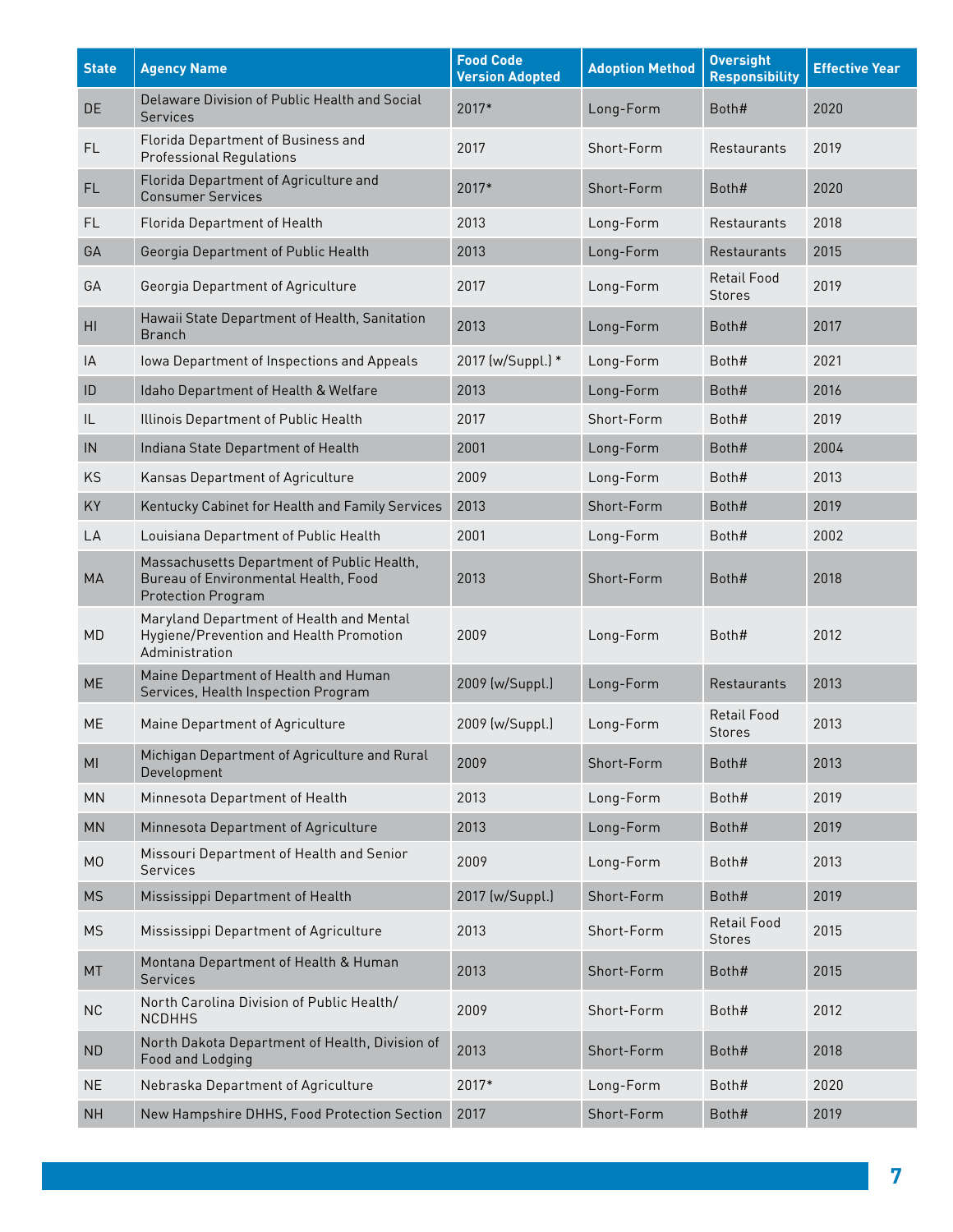| State | Agency Name | Food Code Version Adopted | Adoption Method | Oversight Responsibility | Effective Year |
|---|---|---|---|---|---|
| DE | Delaware Division of Public Health and Social Services | 2017* | Long-Form | Both# | 2020 |
| FL | Florida Department of Business and Professional Regulations | 2017 | Short-Form | Restaurants | 2019 |
| FL | Florida Department of Agriculture and Consumer Services | 2017* | Short-Form | Both# | 2020 |
| FL | Florida Department of Health | 2013 | Long-Form | Restaurants | 2018 |
| GA | Georgia Department of Public Health | 2013 | Long-Form | Restaurants | 2015 |
| GA | Georgia Department of Agriculture | 2017 | Long-Form | Retail Food Stores | 2019 |
| HI | Hawaii State Department of Health, Sanitation Branch | 2013 | Long-Form | Both# | 2017 |
| IA | Iowa Department of Inspections and Appeals | 2017 (w/Suppl.) * | Long-Form | Both# | 2021 |
| ID | Idaho Department of Health & Welfare | 2013 | Long-Form | Both# | 2016 |
| IL | Illinois Department of Public Health | 2017 | Short-Form | Both# | 2019 |
| IN | Indiana State Department of Health | 2001 | Long-Form | Both# | 2004 |
| KS | Kansas Department of Agriculture | 2009 | Long-Form | Both# | 2013 |
| KY | Kentucky Cabinet for Health and Family Services | 2013 | Short-Form | Both# | 2019 |
| LA | Louisiana Department of Public Health | 2001 | Long-Form | Both# | 2002 |
| MA | Massachusetts Department of Public Health, Bureau of Environmental Health, Food Protection Program | 2013 | Short-Form | Both# | 2018 |
| MD | Maryland Department of Health and Mental Hygiene/Prevention and Health Promotion Administration | 2009 | Long-Form | Both# | 2012 |
| ME | Maine Department of Health and Human Services, Health Inspection Program | 2009 (w/Suppl.) | Long-Form | Restaurants | 2013 |
| ME | Maine Department of Agriculture | 2009 (w/Suppl.) | Long-Form | Retail Food Stores | 2013 |
| MI | Michigan Department of Agriculture and Rural Development | 2009 | Short-Form | Both# | 2013 |
| MN | Minnesota Department of Health | 2013 | Long-Form | Both# | 2019 |
| MN | Minnesota Department of Agriculture | 2013 | Long-Form | Both# | 2019 |
| MO | Missouri Department of Health and Senior Services | 2009 | Long-Form | Both# | 2013 |
| MS | Mississippi Department of Health | 2017 (w/Suppl.) | Short-Form | Both# | 2019 |
| MS | Mississippi Department of Agriculture | 2013 | Short-Form | Retail Food Stores | 2015 |
| MT | Montana Department of Health & Human Services | 2013 | Short-Form | Both# | 2015 |
| NC | North Carolina Division of Public Health/ NCDHHS | 2009 | Short-Form | Both# | 2012 |
| ND | North Dakota Department of Health, Division of Food and Lodging | 2013 | Short-Form | Both# | 2018 |
| NE | Nebraska Department of Agriculture | 2017* | Long-Form | Both# | 2020 |
| NH | New Hampshire DHHS, Food Protection Section | 2017 | Short-Form | Both# | 2019 |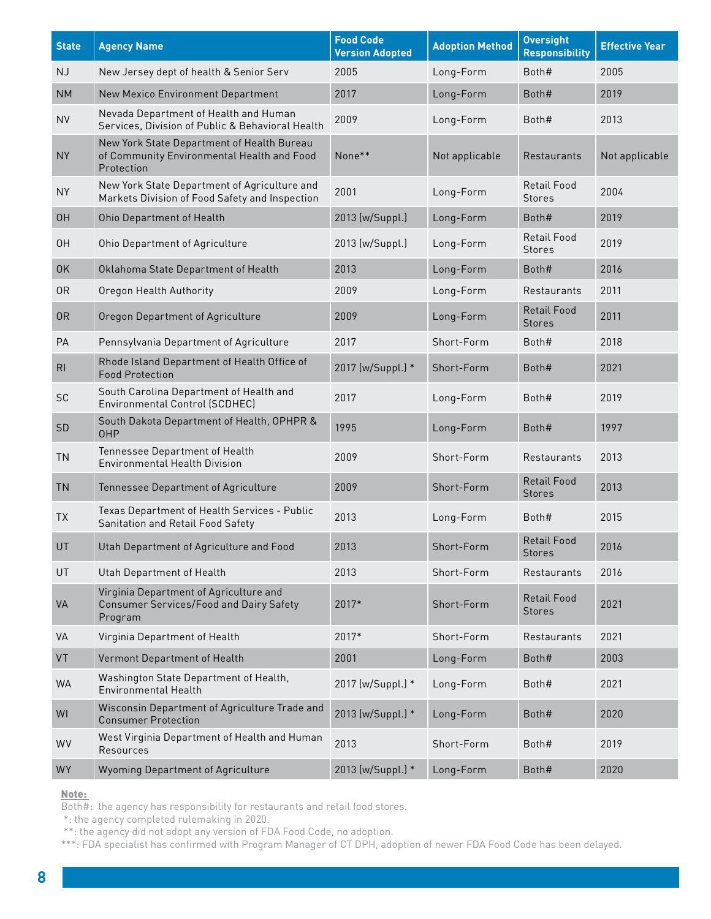| State | Agency Name | Food Code Version Adopted | Adoption Method | Oversight Responsibility | Effective Year |
|---|---|---|---|---|---|
| NJ | New Jersey dept of health & Senior Serv | 2005 | Long-Form | Both# | 2005 |
| NM | New Mexico Environment Department | 2017 | Long-Form | Both# | 2019 |
| NV | Nevada Department of Health and Human Services, Division of Public & Behavioral Health | 2009 | Long-Form | Both# | 2013 |
| NY | New York State Department of Health Bureau of Community Environmental Health and Food Protection | None** | Not applicable | Restaurants | Not applicable |
| NY | New York State Department of Agriculture and Markets Division of Food Safety and Inspection | 2001 | Long-Form | Retail Food Stores | 2004 |
| OH | Ohio Department of Health | 2013 (w/Suppl.) | Long-Form | Both# | 2019 |
| OH | Ohio Department of Agriculture | 2013 (w/Suppl.) | Long-Form | Retail Food Stores | 2019 |
| OK | Oklahoma State Department of Health | 2013 | Long-Form | Both# | 2016 |
| OR | Oregon Health Authority | 2009 | Long-Form | Restaurants | 2011 |
| OR | Oregon Department of Agriculture | 2009 | Long-Form | Retail Food Stores | 2011 |
| PA | Pennsylvania Department of Agriculture | 2017 | Short-Form | Both# | 2018 |
| RI | Rhode Island Department of Health Office of Food Protection | 2017 (w/Suppl.) * | Short-Form | Both# | 2021 |
| SC | South Carolina Department of Health and Environmental Control (SCDHEC) | 2017 | Long-Form | Both# | 2019 |
| SD | South Dakota Department of Health, OPHPR & OHP | 1995 | Long-Form | Both# | 1997 |
| TN | Tennessee Department of Health Environmental Health Division | 2009 | Short-Form | Restaurants | 2013 |
| TN | Tennessee Department of Agriculture | 2009 | Short-Form | Retail Food Stores | 2013 |
| TX | Texas Department of Health Services - Public Sanitation and Retail Food Safety | 2013 | Long-Form | Both# | 2015 |
| UT | Utah Department of Agriculture and Food | 2013 | Short-Form | Retail Food Stores | 2016 |
| UT | Utah Department of Health | 2013 | Short-Form | Restaurants | 2016 |
| VA | Virginia Department of Agriculture and Consumer Services/Food and Dairy Safety Program | 2017* | Short-Form | Retail Food Stores | 2021 |
| VA | Virginia Department of Health | 2017* | Short-Form | Restaurants | 2021 |
| VT | Vermont Department of Health | 2001 | Long-Form | Both# | 2003 |
| WA | Washington State Department of Health, Environmental Health | 2017 (w/Suppl.) * | Long-Form | Both# | 2021 |
| WI | Wisconsin Department of Agriculture Trade and Consumer Protection | 2013 (w/Suppl.) * | Long-Form | Both# | 2020 |
| WV | West Virginia Department of Health and Human Resources | 2013 | Short-Form | Both# | 2019 |
| WY | Wyoming Department of Agriculture | 2013 (w/Suppl.) * | Long-Form | Both# | 2020 |

**Note:**

Both#: the agency has responsibility for restaurants and retail food stores.

*: the agency completed rulemaking in 2020.

**: the agency did not adopt any version of FDA Food Code, no adoption.

***: FDA specialist has confirmed with Program Manager of CT DPH, adoption of newer FDA Food Code has been delayed.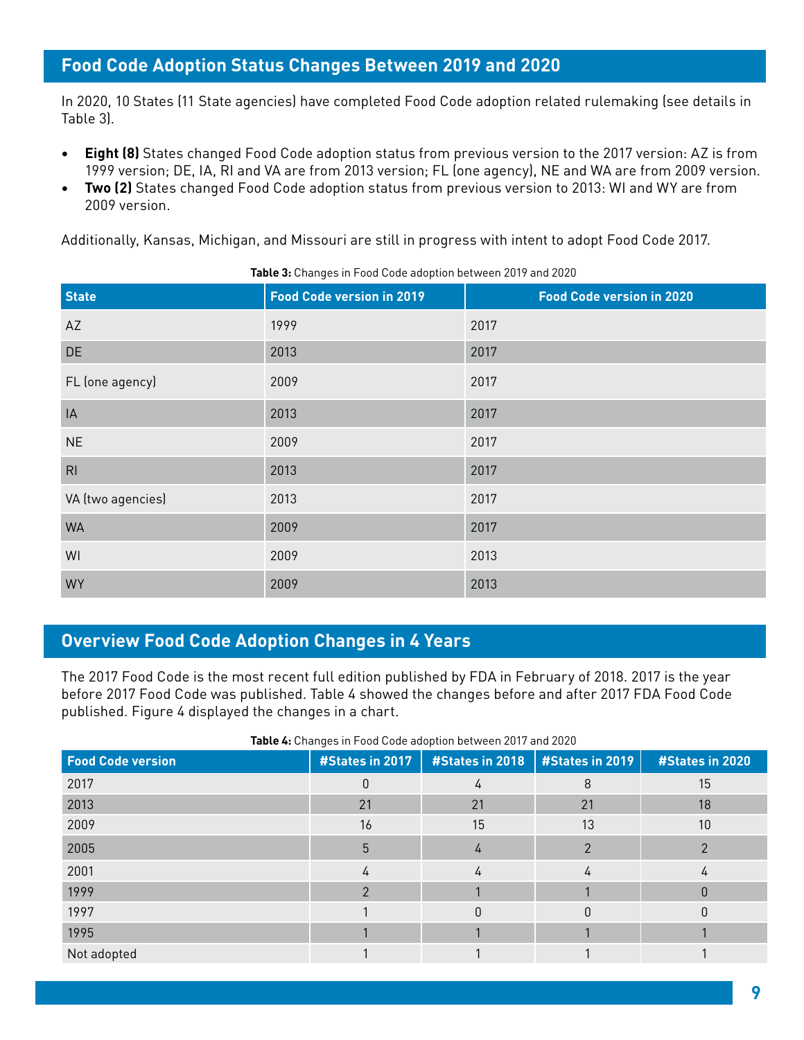## Food Code Adoption Status Changes Between 2019 and 2020

In 2020, 10 States (11 State agencies) have completed Food Code adoption related rulemaking (see details in Table 3).

- **Eight (8)** States changed Food Code adoption status from previous version to the 2017 version: AZ is from 1999 version; DE, IA, RI and VA are from 2013 version; FL (one agency), NE and WA are from 2009 version.
- **Two (2)** States changed Food Code adoption status from previous version to 2013: WI and WY are from 2009 version.

Additionally, Kansas, Michigan, and Missouri are still in progress with intent to adopt Food Code 2017.

**Table 3:** Changes in Food Code adoption between 2019 and 2020

| State | Food Code version in 2019 | Food Code version in 2020 |
|---|---|---|
| AZ | 1999 | 2017 |
| DE | 2013 | 2017 |
| FL (one agency) | 2009 | 2017 |
| IA | 2013 | 2017 |
| NE | 2009 | 2017 |
| RI | 2013 | 2017 |
| VA (two agencies) | 2013 | 2017 |
| WA | 2009 | 2017 |
| WI | 2009 | 2013 |
| WY | 2009 | 2013 |

## Overview Food Code Adoption Changes in 4 Years

The 2017 Food Code is the most recent full edition published by FDA in February of 2018. 2017 is the year before 2017 Food Code was published. Table 4 showed the changes before and after 2017 FDA Food Code published. Figure 4 displayed the changes in a chart.

**Table 4:** Changes in Food Code adoption between 2017 and 2020

| Food Code version | #States in 2017 | #States in 2018 | #States in 2019 | #States in 2020 |
|---|---|---|---|---|
| 2017 | 0 | 4 | 8 | 15 |
| 2013 | 21 | 21 | 21 | 18 |
| 2009 | 16 | 15 | 13 | 10 |
| 2005 | 5 | 4 | 2 | 2 |
| 2001 | 4 | 4 | 4 | 4 |
| 1999 | 2 | 1 | 1 | 0 |
| 1997 | 1 | 0 | 0 | 0 |
| 1995 | 1 | 1 | 1 | 1 |
| Not adopted | 1 | 1 | 1 | 1 |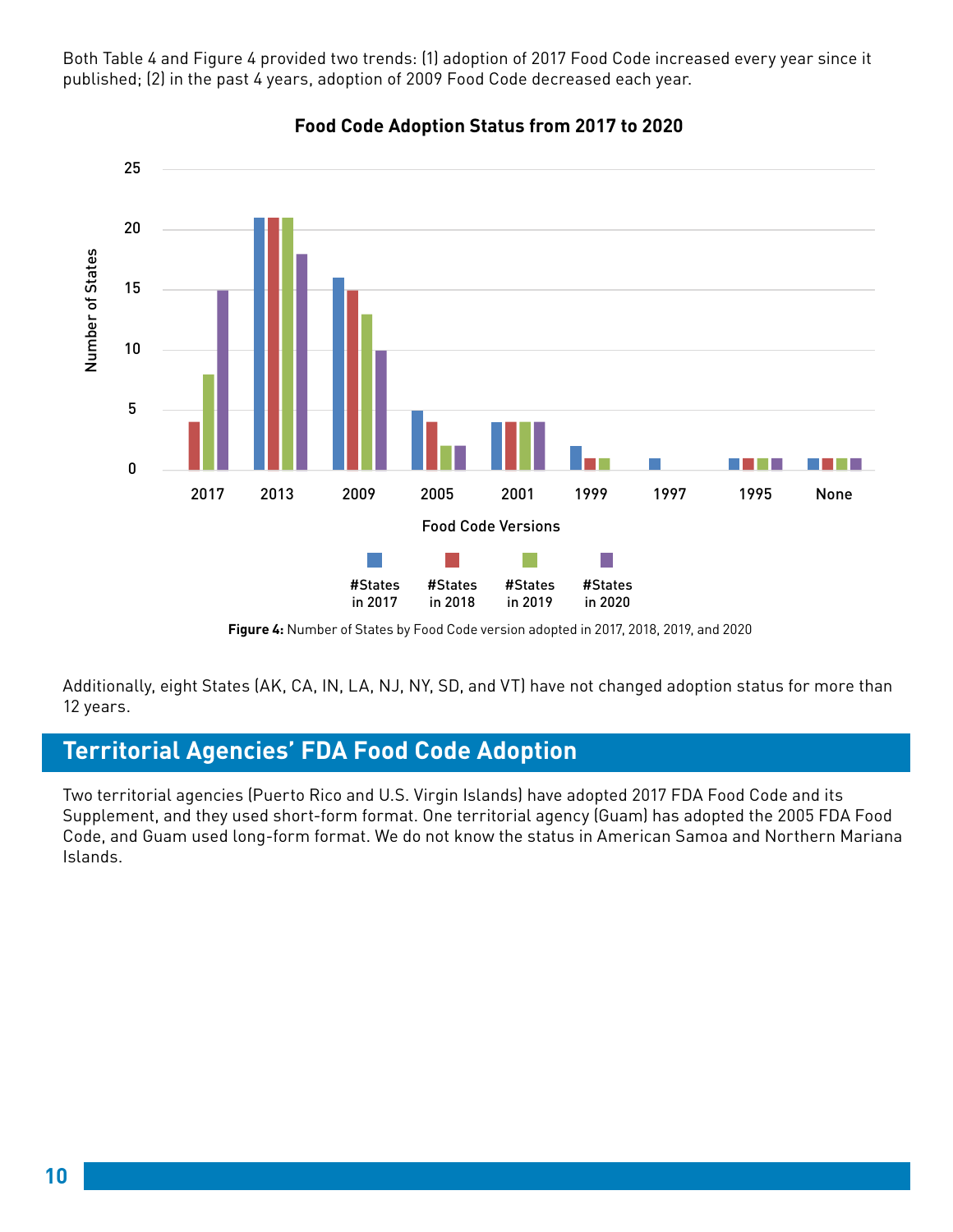Both Table 4 and Figure 4 provided two trends: (1) adoption of 2017 Food Code increased every year since it published; (2) in the past 4 years, adoption of 2009 Food Code decreased each year.

**Food Code Adoption Status from 2017 to 2020**

Number of States

25
20
15
10
5
0

2017 2013 2009 2005 2001 1999 1997 1995 None

Food Code Versions

#States in 2017
#States in 2018
#States in 2019
#States in 2020

**Figure 4:** Number of States by Food Code version adopted in 2017, 2018, 2019, and 2020

Additionally, eight States (AK, CA, IN, LA, NJ, NY, SD, and VT) have not changed adoption status for more than 12 years.

## Territorial Agencies' FDA Food Code Adoption

Two territorial agencies (Puerto Rico and U.S. Virgin Islands) have adopted 2017 FDA Food Code and its Supplement, and they used short-form format. One territorial agency (Guam) has adopted the 2005 FDA Food Code, and Guam used long-form format. We do not know the status in American Samoa and Northern Mariana Islands.